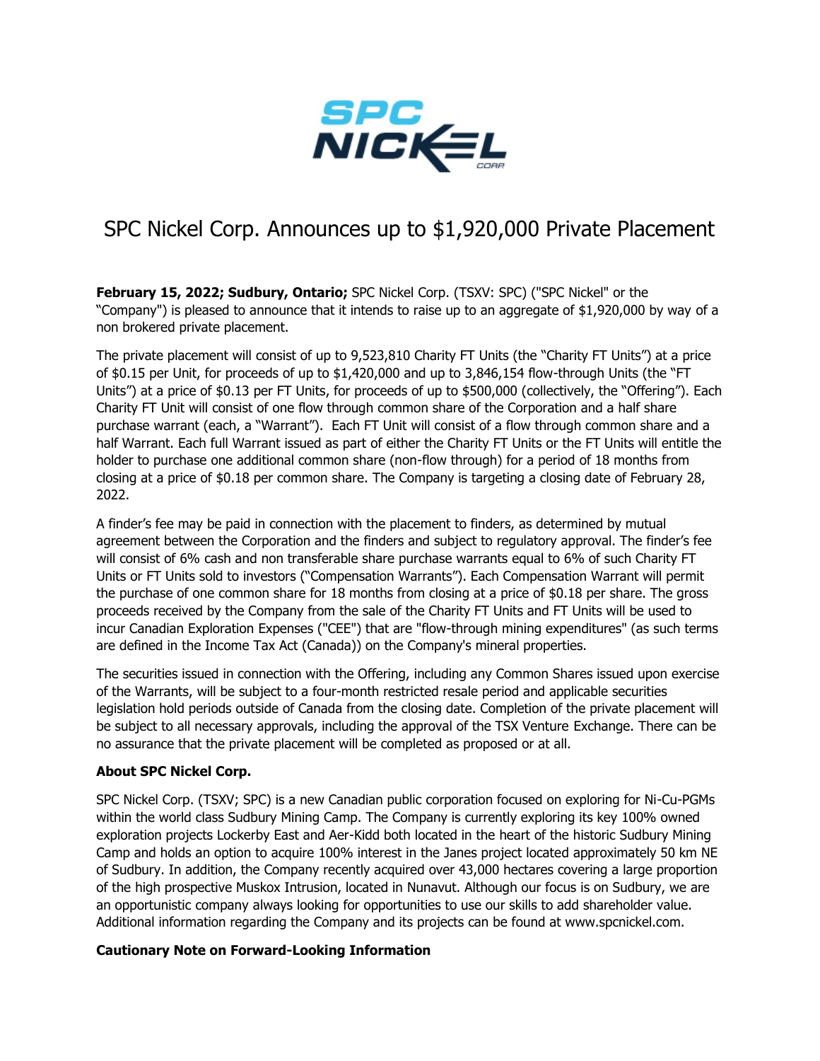# SPC Nickel Corp. Announces up to $1,920,000 Private Placement

**February 15, 2022; Sudbury, Ontario;** SPC Nickel Corp. (TSXV: SPC) ("SPC Nickel" or the "Company") is pleased to announce that it intends to raise up to an aggregate of $1,920,000 by way of a non brokered private placement.

The private placement will consist of up to 9,523,810 Charity FT Units (the "Charity FT Units") at a price of $0.15 per Unit, for proceeds of up to $1,420,000 and up to 3,846,154 flow-through Units (the "FT Units") at a price of $0.13 per FT Units, for proceeds of up to $500,000 (collectively, the "Offering"). Each Charity FT Unit will consist of one flow through common share of the Corporation and a half share purchase warrant (each, a "Warrant"). Each FT Unit will consist of a flow through common share and a half Warrant. Each full Warrant issued as part of either the Charity FT Units or the FT Units will entitle the holder to purchase one additional common share (non-flow through) for a period of 18 months from closing at a price of $0.18 per common share. The Company is targeting a closing date of February 28, 2022.

A finder's fee may be paid in connection with the placement to finders, as determined by mutual agreement between the Corporation and the finders and subject to regulatory approval. The finder's fee will consist of 6% cash and non transferable share purchase warrants equal to 6% of such Charity FT Units or FT Units sold to investors ("Compensation Warrants"). Each Compensation Warrant will permit the purchase of one common share for 18 months from closing at a price of $0.18 per share. The gross proceeds received by the Company from the sale of the Charity FT Units and FT Units will be used to incur Canadian Exploration Expenses ("CEE") that are "flow-through mining expenditures" (as such terms are defined in the Income Tax Act (Canada)) on the Company's mineral properties.

The securities issued in connection with the Offering, including any Common Shares issued upon exercise of the Warrants, will be subject to a four-month restricted resale period and applicable securities legislation hold periods outside of Canada from the closing date. Completion of the private placement will be subject to all necessary approvals, including the approval of the TSX Venture Exchange. There can be no assurance that the private placement will be completed as proposed or at all.

**About SPC Nickel Corp.**

SPC Nickel Corp. (TSXV; SPC) is a new Canadian public corporation focused on exploring for Ni-Cu-PGMs within the world class Sudbury Mining Camp. The Company is currently exploring its key 100% owned exploration projects Lockerby East and Aer-Kidd both located in the heart of the historic Sudbury Mining Camp and holds an option to acquire 100% interest in the Janes project located approximately 50 km NE of Sudbury. In addition, the Company recently acquired over 43,000 hectares covering a large proportion of the high prospective Muskox Intrusion, located in Nunavut. Although our focus is on Sudbury, we are an opportunistic company always looking for opportunities to use our skills to add shareholder value. Additional information regarding the Company and its projects can be found at www.spcnickel.com.

**Cautionary Note on Forward-Looking Information**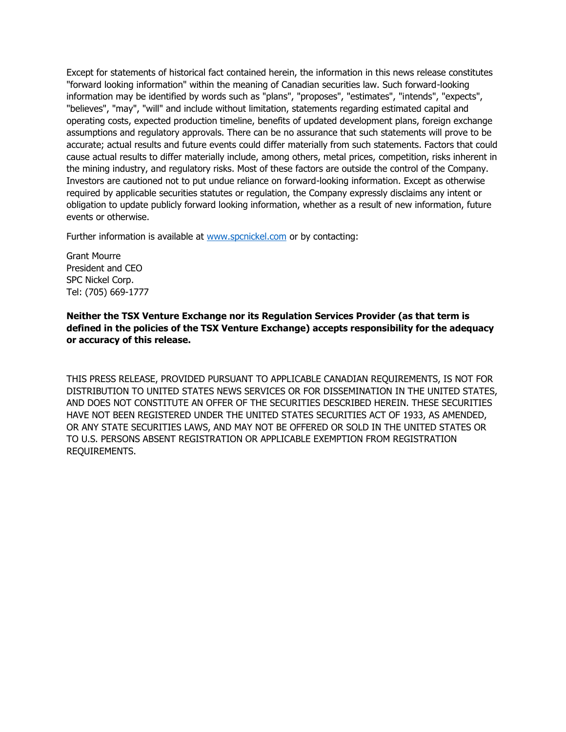Except for statements of historical fact contained herein, the information in this news release constitutes "forward looking information" within the meaning of Canadian securities law. Such forward-looking information may be identified by words such as "plans", "proposes", "estimates", "intends", "expects", "believes", "may", "will" and include without limitation, statements regarding estimated capital and operating costs, expected production timeline, benefits of updated development plans, foreign exchange assumptions and regulatory approvals. There can be no assurance that such statements will prove to be accurate; actual results and future events could differ materially from such statements. Factors that could cause actual results to differ materially include, among others, metal prices, competition, risks inherent in the mining industry, and regulatory risks. Most of these factors are outside the control of the Company. Investors are cautioned not to put undue reliance on forward-looking information. Except as otherwise required by applicable securities statutes or regulation, the Company expressly disclaims any intent or obligation to update publicly forward looking information, whether as a result of new information, future events or otherwise.

Further information is available at [www.spcnickel.com](http://www.spcnickel.com) or by contacting:

Grant Mourre  
President and CEO  
SPC Nickel Corp.  
Tel: (705) 669-1777

**Neither the TSX Venture Exchange nor its Regulation Services Provider (as that term is defined in the policies of the TSX Venture Exchange) accepts responsibility for the adequacy or accuracy of this release.**

THIS PRESS RELEASE, PROVIDED PURSUANT TO APPLICABLE CANADIAN REQUIREMENTS, IS NOT FOR DISTRIBUTION TO UNITED STATES NEWS SERVICES OR FOR DISSEMINATION IN THE UNITED STATES, AND DOES NOT CONSTITUTE AN OFFER OF THE SECURITIES DESCRIBED HEREIN. THESE SECURITIES HAVE NOT BEEN REGISTERED UNDER THE UNITED STATES SECURITIES ACT OF 1933, AS AMENDED, OR ANY STATE SECURITIES LAWS, AND MAY NOT BE OFFERED OR SOLD IN THE UNITED STATES OR TO U.S. PERSONS ABSENT REGISTRATION OR APPLICABLE EXEMPTION FROM REGISTRATION REQUIREMENTS.